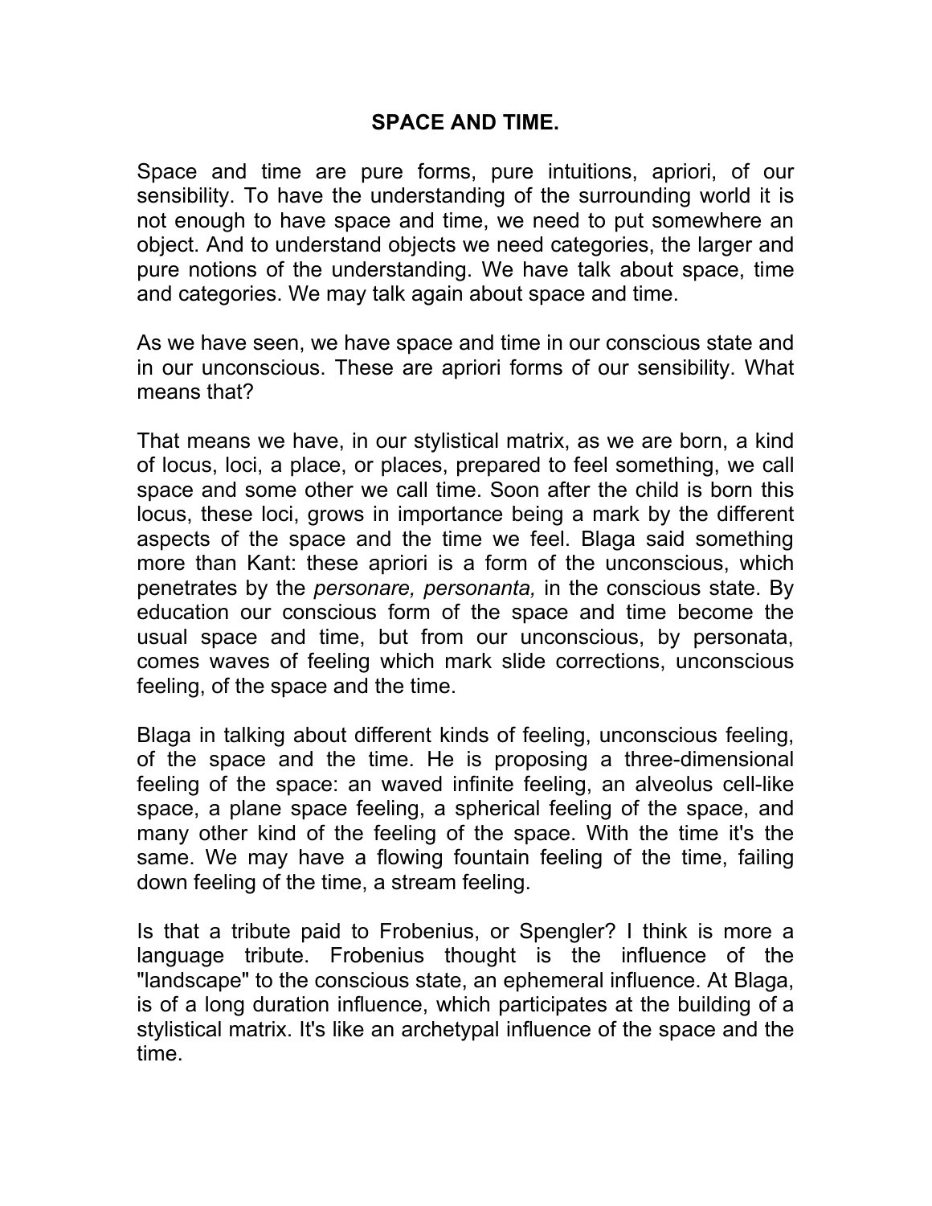# SPACE AND TIME.

Space and time are pure forms, pure intuitions, apriori, of our sensibility. To have the understanding of the surrounding world it is not enough to have space and time, we need to put somewhere an object. And to understand objects we need categories, the larger and pure notions of the understanding. We have talk about space, time and categories. We may talk again about space and time.

As we have seen, we have space and time in our conscious state and in our unconscious. These are apriori forms of our sensibility. What means that?

That means we have, in our stylistical matrix, as we are born, a kind of locus, loci, a place, or places, prepared to feel something, we call space and some other we call time. Soon after the child is born this locus, these loci, grows in importance being a mark by the different aspects of the space and the time we feel. Blaga said something more than Kant: these apriori is a form of the unconscious, which penetrates by the *personare, personanta,* in the conscious state. By education our conscious form of the space and time become the usual space and time, but from our unconscious, by personata, comes waves of feeling which mark slide corrections, unconscious feeling, of the space and the time.

Blaga in talking about different kinds of feeling, unconscious feeling, of the space and the time. He is proposing a three-dimensional feeling of the space: an waved infinite feeling, an alveolus cell-like space, a plane space feeling, a spherical feeling of the space, and many other kind of the feeling of the space. With the time it's the same. We may have a flowing fountain feeling of the time, failing down feeling of the time, a stream feeling.

Is that a tribute paid to Frobenius, or Spengler? I think is more a language tribute. Frobenius thought is the influence of the "landscape" to the conscious state, an ephemeral influence. At Blaga, is of a long duration influence, which participates at the building of a stylistical matrix. It's like an archetypal influence of the space and the time.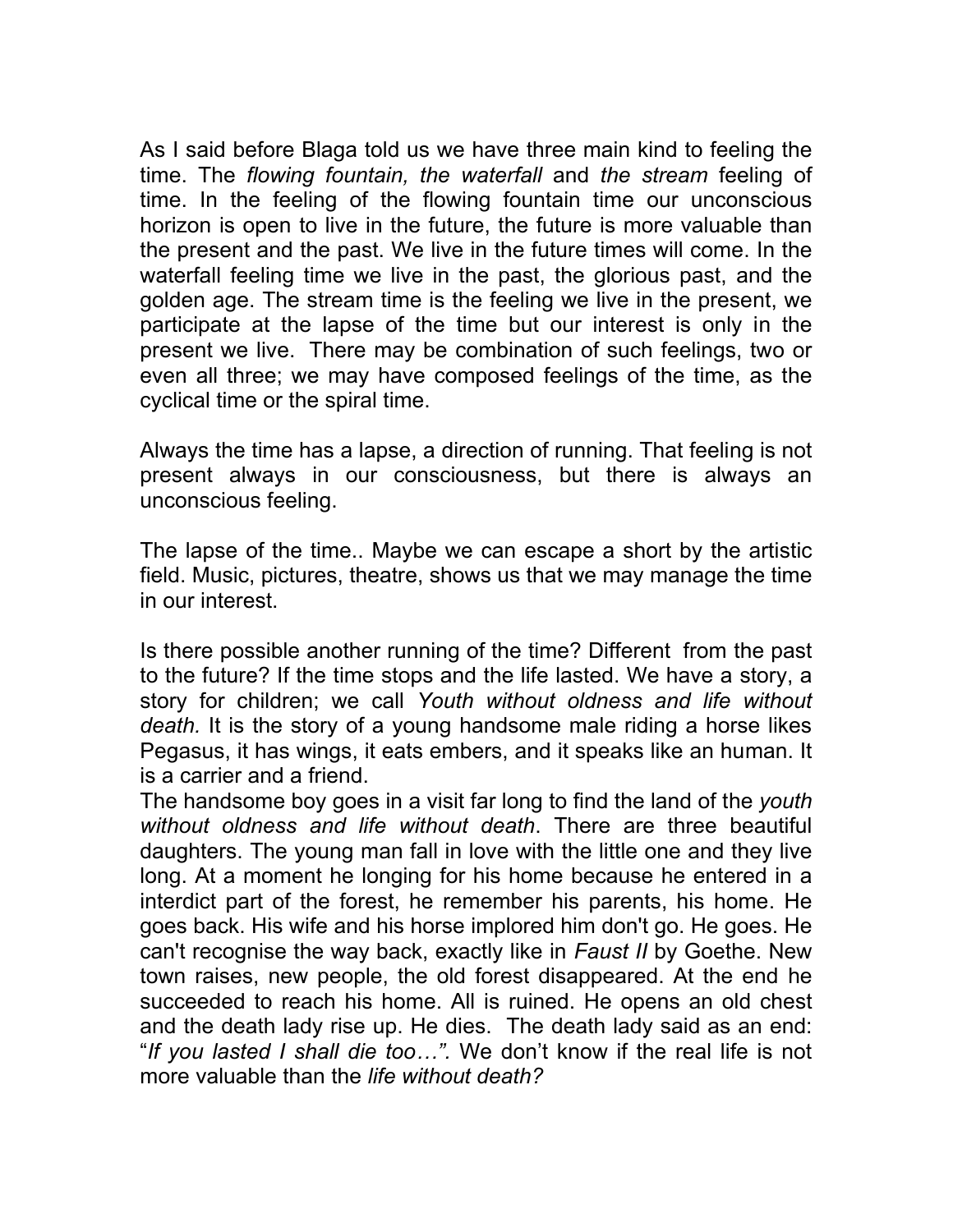As I said before Blaga told us we have three main kind to feeling the time. The *flowing fountain, the waterfall* and *the stream* feeling of time. In the feeling of the flowing fountain time our unconscious horizon is open to live in the future, the future is more valuable than the present and the past. We live in the future times will come. In the waterfall feeling time we live in the past, the glorious past, and the golden age. The stream time is the feeling we live in the present, we participate at the lapse of the time but our interest is only in the present we live. There may be combination of such feelings, two or even all three; we may have composed feelings of the time, as the cyclical time or the spiral time.

Always the time has a lapse, a direction of running. That feeling is not present always in our consciousness, but there is always an unconscious feeling.

The lapse of the time.. Maybe we can escape a short by the artistic field. Music, pictures, theatre, shows us that we may manage the time in our interest.

Is there possible another running of the time? Different from the past to the future? If the time stops and the life lasted. We have a story, a story for children; we call *Youth without oldness and life without death.* It is the story of a young handsome male riding a horse likes Pegasus, it has wings, it eats embers, and it speaks like an human. It is a carrier and a friend.
The handsome boy goes in a visit far long to find the land of the *youth without oldness and life without death*. There are three beautiful daughters. The young man fall in love with the little one and they live long. At a moment he longing for his home because he entered in a interdict part of the forest, he remember his parents, his home. He goes back. His wife and his horse implored him don't go. He goes. He can't recognise the way back, exactly like in *Faust II* by Goethe. New town raises, new people, the old forest disappeared. At the end he succeeded to reach his home. All is ruined. He opens an old chest and the death lady rise up. He dies. The death lady said as an end: "*If you lasted I shall die too…".* We don't know if the real life is not more valuable than the *life without death?*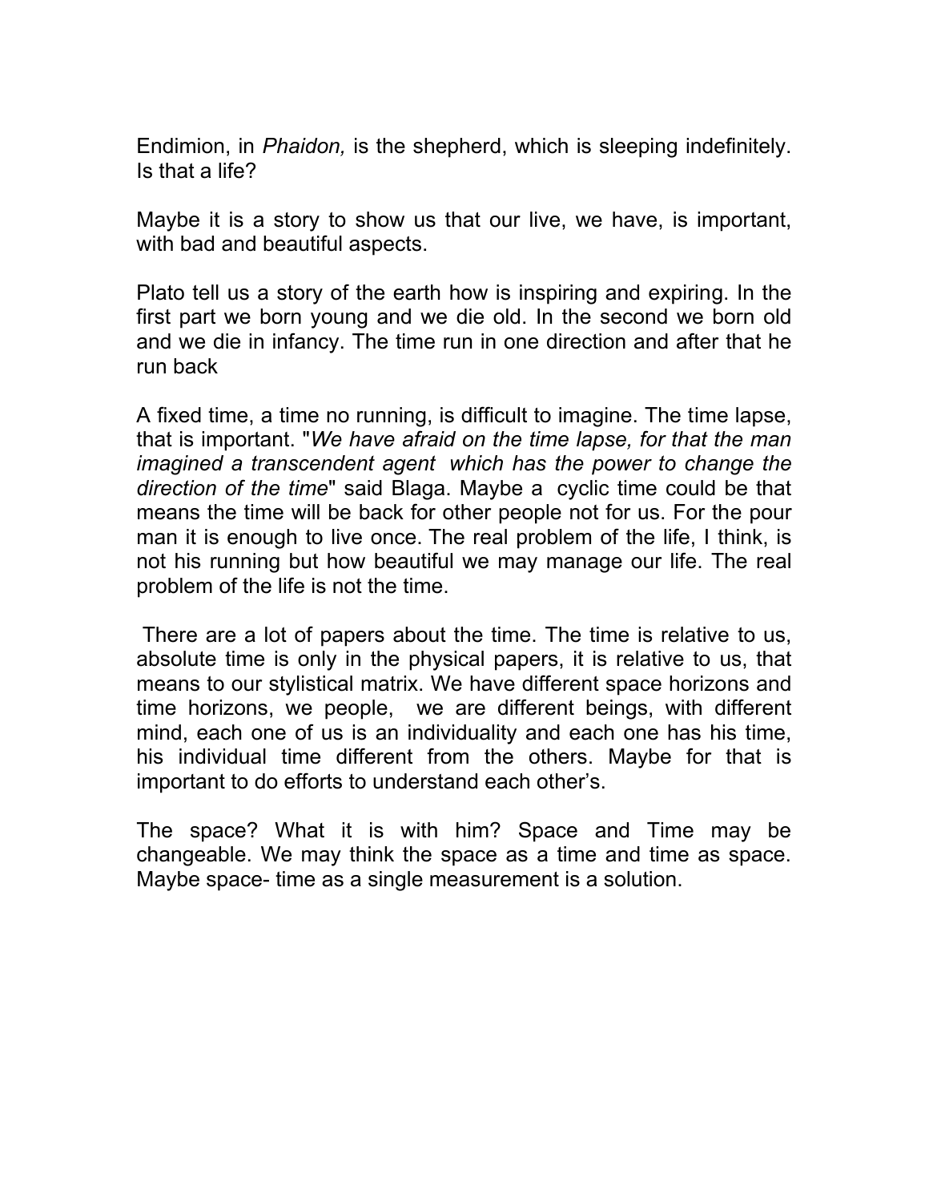Endimion, in *Phaidon,* is the shepherd, which is sleeping indefinitely. Is that a life?

Maybe it is a story to show us that our live, we have, is important, with bad and beautiful aspects.

Plato tell us a story of the earth how is inspiring and expiring. In the first part we born young and we die old. In the second we born old and we die in infancy. The time run in one direction and after that he run back

A fixed time, a time no running, is difficult to imagine. The time lapse, that is important. "*We have afraid on the time lapse, for that the man imagined a transcendent agent which has the power to change the direction of the time*" said Blaga. Maybe a cyclic time could be that means the time will be back for other people not for us. For the pour man it is enough to live once. The real problem of the life, I think, is not his running but how beautiful we may manage our life. The real problem of the life is not the time.

There are a lot of papers about the time. The time is relative to us, absolute time is only in the physical papers, it is relative to us, that means to our stylistical matrix. We have different space horizons and time horizons, we people, we are different beings, with different mind, each one of us is an individuality and each one has his time, his individual time different from the others. Maybe for that is important to do efforts to understand each other's.

The space? What it is with him? Space and Time may be changeable. We may think the space as a time and time as space. Maybe space- time as a single measurement is a solution.